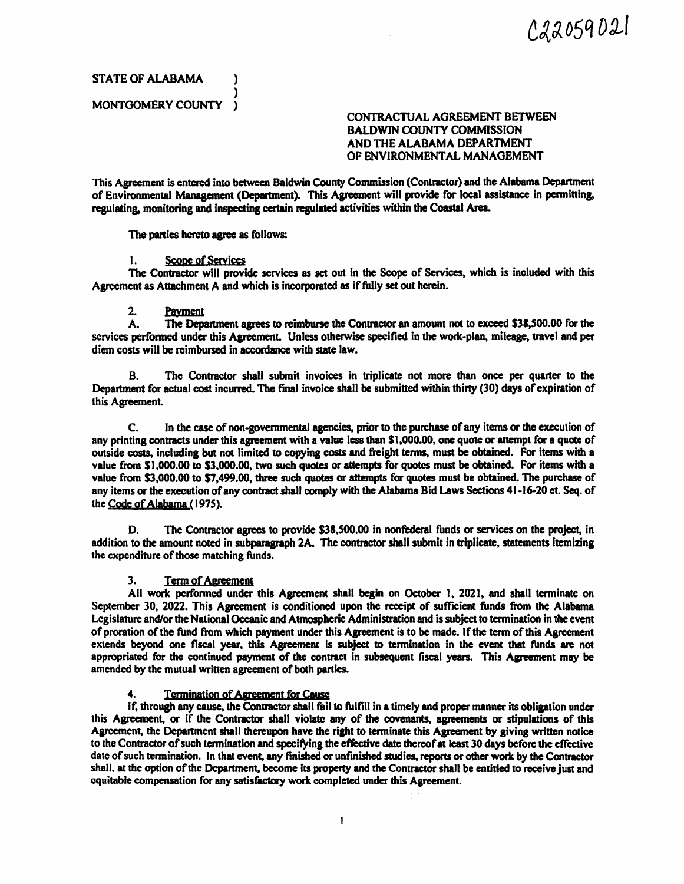C22059021

STATE OF ALABAMA )
)
MONTGOMERY COUNTY )

CONTRACTUAL AGREEMENT BETWEEN
BALDWIN COUNTY COMMISSION
AND THE ALABAMA DEPARTMENT
OF ENVIRONMENTAL MANAGEMENT

This Agreement is entered into between Baldwin County Commission (Contractor) and the Alabama Department of Environmental Management (Department). This Agreement will provide for local assistance in permitting, regulating, monitoring and inspecting certain regulated activities within the Coastal Area.

The parties hereto agree as follows:

1. Scope of Services

The Contractor will provide services as set out in the Scope of Services, which is included with this Agreement as Attachment A and which is incorporated as if fully set out herein.

2. Payment

A. The Department agrees to reimburse the Contractor an amount not to exceed $38,500.00 for the services performed under this Agreement. Unless otherwise specified in the work-plan, mileage, travel and per diem costs will be reimbursed in accordance with state law.

B. The Contractor shall submit invoices in triplicate not more than once per quarter to the Department for actual cost incurred. The final invoice shall be submitted within thirty (30) days of expiration of this Agreement.

C. In the case of non-governmental agencies, prior to the purchase of any items or the execution of any printing contracts under this agreement with a value less than $1,000.00, one quote or attempt for a quote of outside costs, including but not limited to copying costs and freight terms, must be obtained. For items with a value from $1,000.00 to $3,000.00, two such quotes or attempts for quotes must be obtained. For items with a value from $3,000.00 to $7,499.00, three such quotes or attempts for quotes must be obtained. The purchase of any items or the execution of any contract shall comply with the Alabama Bid Laws Sections 41-16-20 et. Seq. of the Code of Alabama (1975).

D. The Contractor agrees to provide $38,500.00 in nonfederal funds or services on the project, in addition to the amount noted in subparagraph 2A. The contractor shall submit in triplicate, statements itemizing the expenditure of those matching funds.

3. Term of Agreement

All work performed under this Agreement shall begin on October 1, 2021, and shall terminate on September 30, 2022. This Agreement is conditioned upon the receipt of sufficient funds from the Alabama Legislature and/or the National Oceanic and Atmospheric Administration and is subject to termination in the event of proration of the fund from which payment under this Agreement is to be made. If the term of this Agreement extends beyond one fiscal year, this Agreement is subject to termination in the event that funds are not appropriated for the continued payment of the contract in subsequent fiscal years. This Agreement may be amended by the mutual written agreement of both parties.

4. Termination of Agreement for Cause

If, through any cause, the Contractor shall fail to fulfill in a timely and proper manner its obligation under this Agreement, or if the Contractor shall violate any of the covenants, agreements or stipulations of this Agreement, the Department shall thereupon have the right to terminate this Agreement by giving written notice to the Contractor of such termination and specifying the effective date thereof at least 30 days before the effective date of such termination. In that event, any finished or unfinished studies, reports or other work by the Contractor shall, at the option of the Department, become its property and the Contractor shall be entitled to receive just and equitable compensation for any satisfactory work completed under this Agreement.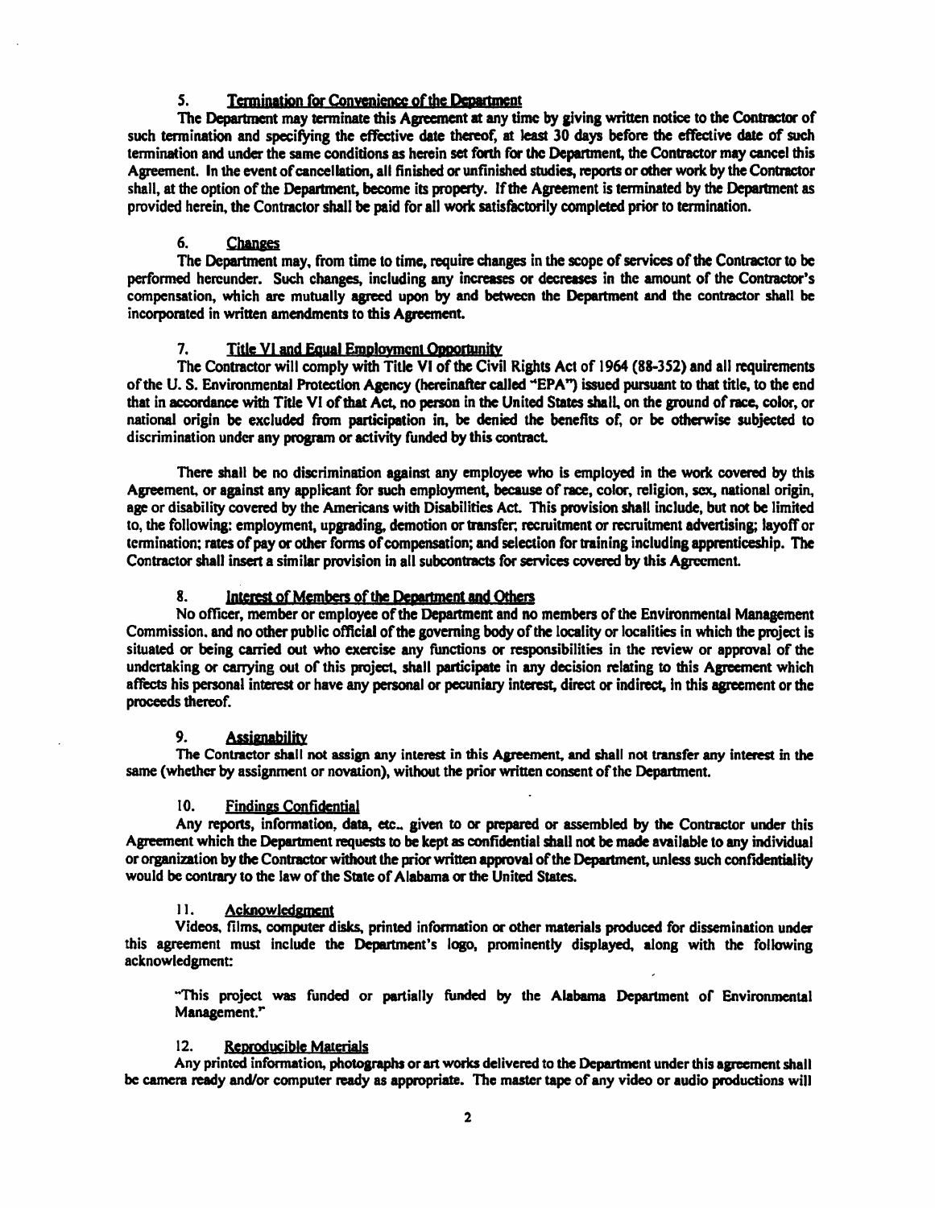5. Termination for Convenience of the Department

The Department may terminate this Agreement at any time by giving written notice to the Contractor of such termination and specifying the effective date thereof, at least 30 days before the effective date of such termination and under the same conditions as herein set forth for the Department, the Contractor may cancel this Agreement. In the event of cancellation, all finished or unfinished studies, reports or other work by the Contractor shall, at the option of the Department, become its property. If the Agreement is terminated by the Department as provided herein, the Contractor shall be paid for all work satisfactorily completed prior to termination.

6. Changes

The Department may, from time to time, require changes in the scope of services of the Contractor to be performed hereunder. Such changes, including any increases or decreases in the amount of the Contractor's compensation, which are mutually agreed upon by and between the Department and the contractor shall be incorporated in written amendments to this Agreement.

7. Title VI and Equal Employment Opportunity

The Contractor will comply with Title VI of the Civil Rights Act of 1964 (88-352) and all requirements of the U. S. Environmental Protection Agency (hereinafter called "EPA") issued pursuant to that title, to the end that in accordance with Title VI of that Act, no person in the United States shall, on the ground of race, color, or national origin be excluded from participation in, be denied the benefits of, or be otherwise subjected to discrimination under any program or activity funded by this contract.

There shall be no discrimination against any employee who is employed in the work covered by this Agreement, or against any applicant for such employment, because of race, color, religion, sex, national origin, age or disability covered by the Americans with Disabilities Act. This provision shall include, but not be limited to, the following: employment, upgrading, demotion or transfer; recruitment or recruitment advertising; layoff or termination; rates of pay or other forms of compensation; and selection for training including apprenticeship. The Contractor shall insert a similar provision in all subcontracts for services covered by this Agreement.

8. Interest of Members of the Department and Others

No officer, member or employee of the Department and no members of the Environmental Management Commission, and no other public official of the governing body of the locality or localities in which the project is situated or being carried out who exercise any functions or responsibilities in the review or approval of the undertaking or carrying out of this project, shall participate in any decision relating to this Agreement which affects his personal interest or have any personal or pecuniary interest, direct or indirect, in this agreement or the proceeds thereof.

9. Assignability

The Contractor shall not assign any interest in this Agreement, and shall not transfer any interest in the same (whether by assignment or novation), without the prior written consent of the Department.

10. Findings Confidential

Any reports, information, data, etc., given to or prepared or assembled by the Contractor under this Agreement which the Department requests to be kept as confidential shall not be made available to any individual or organization by the Contractor without the prior written approval of the Department, unless such confidentiality would be contrary to the law of the State of Alabama or the United States.

11. Acknowledgment

Videos, films, computer disks, printed information or other materials produced for dissemination under this agreement must include the Department's logo, prominently displayed, along with the following acknowledgment:

"This project was funded or partially funded by the Alabama Department of Environmental Management."

12. Reproducible Materials

Any printed information, photographs or art works delivered to the Department under this agreement shall be camera ready and/or computer ready as appropriate. The master tape of any video or audio productions will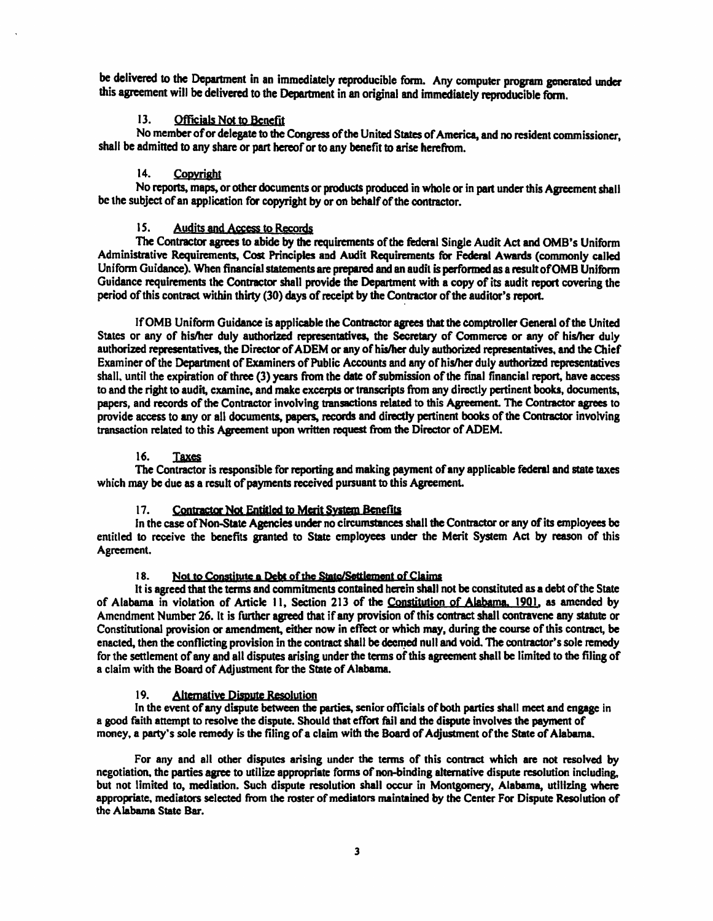be delivered to the Department in an immediately reproducible form. Any computer program generated under this agreement will be delivered to the Department in an original and immediately reproducible form.

13. Officials Not to Benefit

No member of or delegate to the Congress of the United States of America, and no resident commissioner, shall be admitted to any share or part hereof or to any benefit to arise herefrom.

14. Copyright

No reports, maps, or other documents or products produced in whole or in part under this Agreement shall be the subject of an application for copyright by or on behalf of the contractor.

15. Audits and Access to Records

The Contractor agrees to abide by the requirements of the federal Single Audit Act and OMB's Uniform Administrative Requirements, Cost Principles and Audit Requirements for Federal Awards (commonly called Uniform Guidance). When financial statements are prepared and an audit is performed as a result of OMB Uniform Guidance requirements the Contractor shall provide the Department with a copy of its audit report covering the period of this contract within thirty (30) days of receipt by the Contractor of the auditor's report.

If OMB Uniform Guidance is applicable the Contractor agrees that the comptroller General of the United States or any of his/her duly authorized representatives, the Secretary of Commerce or any of his/her duly authorized representatives, the Director of ADEM or any of his/her duly authorized representatives, and the Chief Examiner of the Department of Examiners of Public Accounts and any of his/her duly authorized representatives shall, until the expiration of three (3) years from the date of submission of the final financial report, have access to and the right to audit, examine, and make excerpts or transcripts from any directly pertinent books, documents, papers, and records of the Contractor involving transactions related to this Agreement. The Contractor agrees to provide access to any or all documents, papers, records and directly pertinent books of the Contractor involving transaction related to this Agreement upon written request from the Director of ADEM.

16. Taxes

The Contractor is responsible for reporting and making payment of any applicable federal and state taxes which may be due as a result of payments received pursuant to this Agreement.

17. Contractor Not Entitled to Merit System Benefits

In the case of Non-State Agencies under no circumstances shall the Contractor or any of its employees be entitled to receive the benefits granted to State employees under the Merit System Act by reason of this Agreement.

18. Not to Constitute a Debt of the State/Settlement of Claims

It is agreed that the terms and commitments contained herein shall not be constituted as a debt of the State of Alabama in violation of Article 11, Section 213 of the Constitution of Alabama, 1901, as amended by Amendment Number 26. It is further agreed that if any provision of this contract shall contravene any statute or Constitutional provision or amendment, either now in effect or which may, during the course of this contract, be enacted, then the conflicting provision in the contract shall be deemed null and void. The contractor's sole remedy for the settlement of any and all disputes arising under the terms of this agreement shall be limited to the filing of a claim with the Board of Adjustment for the State of Alabama.

19. Alternative Dispute Resolution

In the event of any dispute between the parties, senior officials of both parties shall meet and engage in a good faith attempt to resolve the dispute. Should that effort fail and the dispute involves the payment of money, a party's sole remedy is the filing of a claim with the Board of Adjustment of the State of Alabama.

For any and all other disputes arising under the terms of this contract which are not resolved by negotiation, the parties agree to utilize appropriate forms of non-binding alternative dispute resolution including, but not limited to, mediation. Such dispute resolution shall occur in Montgomery, Alabama, utilizing where appropriate, mediators selected from the roster of mediators maintained by the Center For Dispute Resolution of the Alabama State Bar.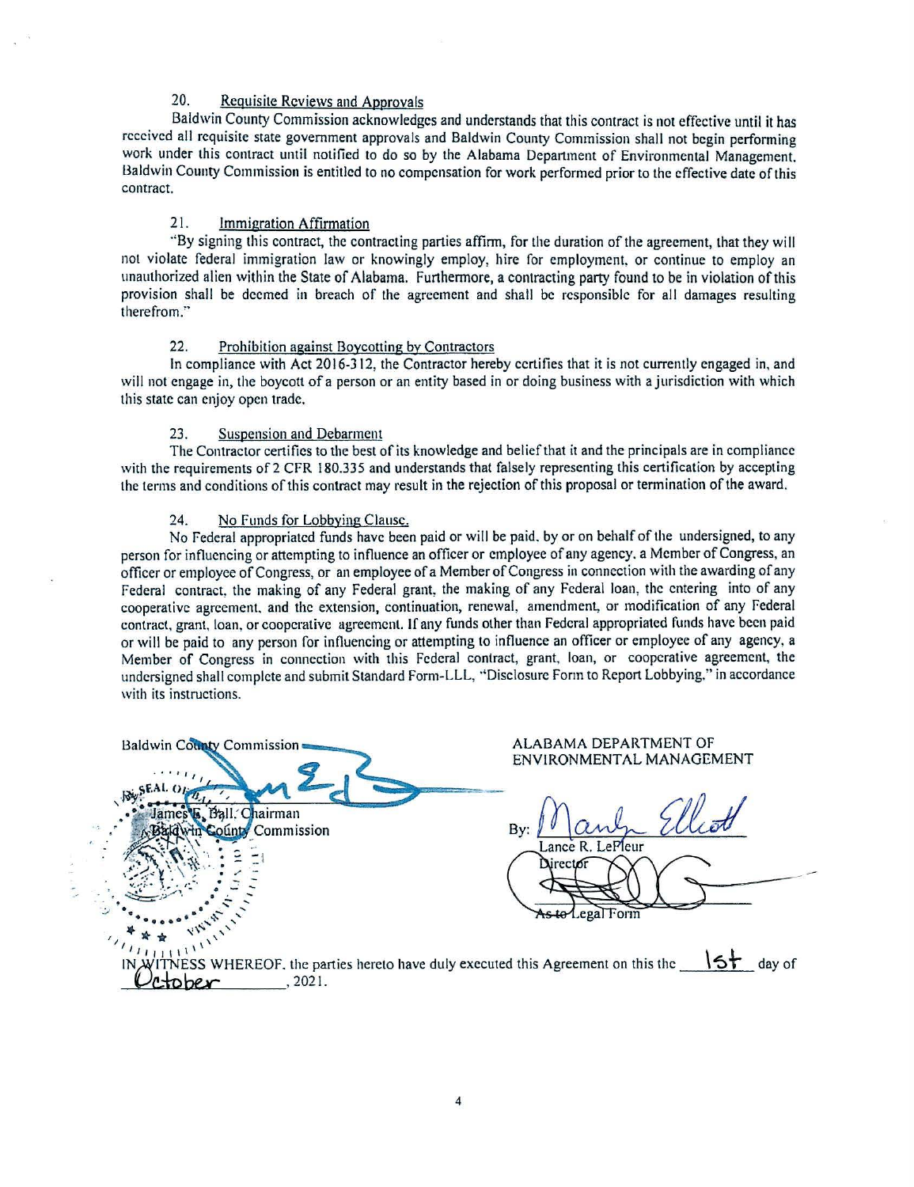20. Requisite Reviews and Approvals

Baldwin County Commission acknowledges and understands that this contract is not effective until it has received all requisite state government approvals and Baldwin County Commission shall not begin performing work under this contract until notified to do so by the Alabama Department of Environmental Management. Baldwin County Commission is entitled to no compensation for work performed prior to the effective date of this contract.

21. Immigration Affirmation

"By signing this contract, the contracting parties affirm, for the duration of the agreement, that they will not violate federal immigration law or knowingly employ, hire for employment, or continue to employ an unauthorized alien within the State of Alabama. Furthermore, a contracting party found to be in violation of this provision shall be deemed in breach of the agreement and shall be responsible for all damages resulting therefrom."

22. Prohibition against Boycotting by Contractors

In compliance with Act 2016-312, the Contractor hereby certifies that it is not currently engaged in, and will not engage in, the boycott of a person or an entity based in or doing business with a jurisdiction with which this state can enjoy open trade.

23. Suspension and Debarment

The Contractor certifies to the best of its knowledge and belief that it and the principals are in compliance with the requirements of 2 CFR 180.335 and understands that falsely representing this certification by accepting the terms and conditions of this contract may result in the rejection of this proposal or termination of the award.

24. No Funds for Lobbying Clause.

No Federal appropriated funds have been paid or will be paid, by or on behalf of the undersigned, to any person for influencing or attempting to influence an officer or employee of any agency, a Member of Congress, an officer or employee of Congress, or an employee of a Member of Congress in connection with the awarding of any Federal contract, the making of any Federal grant, the making of any Federal loan, the entering into of any cooperative agreement, and the extension, continuation, renewal, amendment, or modification of any Federal contract, grant, loan, or cooperative agreement. If any funds other than Federal appropriated funds have been paid or will be paid to any person for influencing or attempting to influence an officer or employee of any agency, a Member of Congress in connection with this Federal contract, grant, loan, or cooperative agreement, the undersigned shall complete and submit Standard Form-LLL, "Disclosure Form to Report Lobbying," in accordance with its instructions.

Baldwin County Commission

By: James E. Ball, Chairman
Baldwin County Commission

ALABAMA DEPARTMENT OF ENVIRONMENTAL MANAGEMENT

By: Lance R. LeFleur
Director

As to Legal Form

IN WITNESS WHEREOF, the parties hereto have duly executed this Agreement on this the 1st day of October, 2021.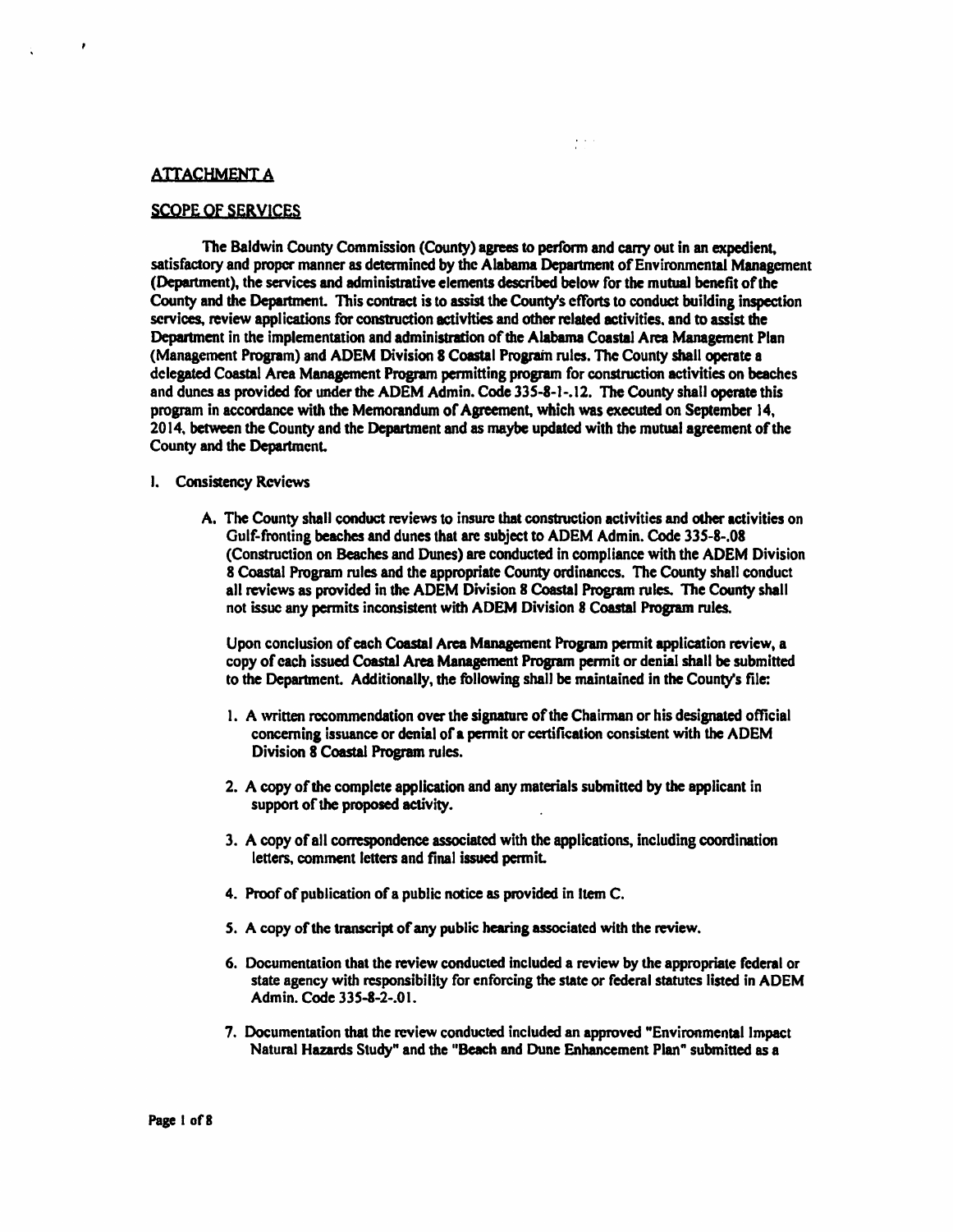## ATTACHMENT A

## SCOPE OF SERVICES

The Baldwin County Commission (County) agrees to perform and carry out in an expedient, satisfactory and proper manner as determined by the Alabama Department of Environmental Management (Department), the services and administrative elements described below for the mutual benefit of the County and the Department. This contract is to assist the County's efforts to conduct building inspection services, review applications for construction activities and other related activities, and to assist the Department in the implementation and administration of the Alabama Coastal Area Management Plan (Management Program) and ADEM Division 8 Coastal Program rules. The County shall operate a delegated Coastal Area Management Program permitting program for construction activities on beaches and dunes as provided for under the ADEM Admin. Code 335-8-1-.12. The County shall operate this program in accordance with the Memorandum of Agreement, which was executed on September 14, 2014, between the County and the Department and as maybe updated with the mutual agreement of the County and the Department.

I. Consistency Reviews

A. The County shall conduct reviews to insure that construction activities and other activities on Gulf-fronting beaches and dunes that are subject to ADEM Admin. Code 335-8-.08 (Construction on Beaches and Dunes) are conducted in compliance with the ADEM Division 8 Coastal Program rules and the appropriate County ordinances. The County shall conduct all reviews as provided in the ADEM Division 8 Coastal Program rules. The County shall not issue any permits inconsistent with ADEM Division 8 Coastal Program rules.

Upon conclusion of each Coastal Area Management Program permit application review, a copy of each issued Coastal Area Management Program permit or denial shall be submitted to the Department. Additionally, the following shall be maintained in the County's file:

1. A written recommendation over the signature of the Chairman or his designated official concerning issuance or denial of a permit or certification consistent with the ADEM Division 8 Coastal Program rules.

2. A copy of the complete application and any materials submitted by the applicant in support of the proposed activity.

3. A copy of all correspondence associated with the applications, including coordination letters, comment letters and final issued permit.

4. Proof of publication of a public notice as provided in Item C.

5. A copy of the transcript of any public hearing associated with the review.

6. Documentation that the review conducted included a review by the appropriate federal or state agency with responsibility for enforcing the state or federal statutes listed in ADEM Admin. Code 335-8-2-.01.

7. Documentation that the review conducted included an approved "Environmental Impact Natural Hazards Study" and the "Beach and Dune Enhancement Plan" submitted as a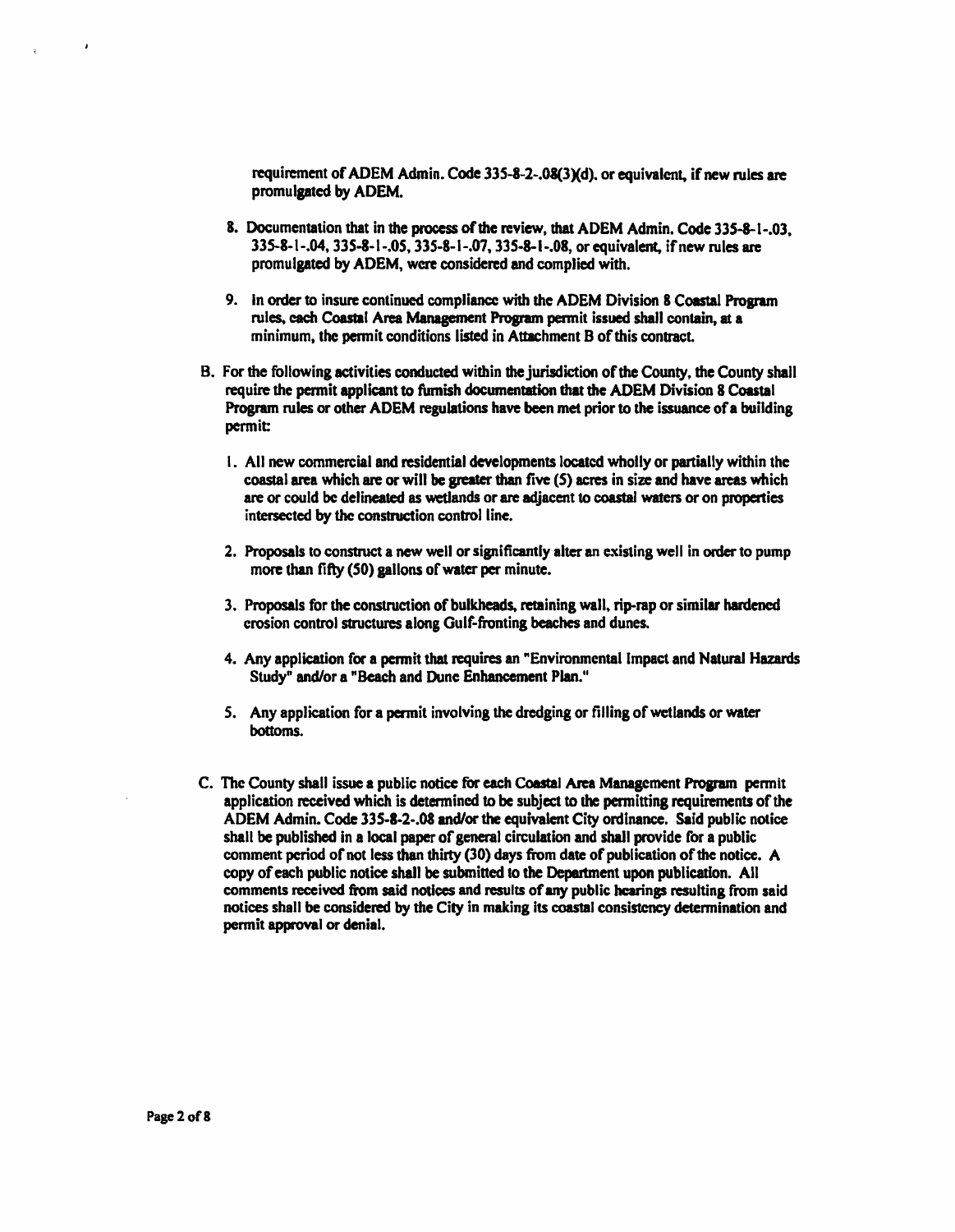requirement of ADEM Admin. Code 335-8-2-.08(3)(d). or equivalent, if new rules are promulgated by ADEM.

8. Documentation that in the process of the review, that ADEM Admin. Code 335-8-1-.03, 335-8-1-.04, 335-8-1-.05, 335-8-1-.07, 335-8-1-.08, or equivalent, if new rules are promulgated by ADEM, were considered and complied with.

9. In order to insure continued compliance with the ADEM Division 8 Coastal Program rules, each Coastal Area Management Program permit issued shall contain, at a minimum, the permit conditions listed in Attachment B of this contract.

B. For the following activities conducted within the jurisdiction of the County, the County shall require the permit applicant to furnish documentation that the ADEM Division 8 Coastal Program rules or other ADEM regulations have been met prior to the issuance of a building permit:

1. All new commercial and residential developments located wholly or partially within the coastal area which are or will be greater than five (5) acres in size and have areas which are or could be delineated as wetlands or are adjacent to coastal waters or on properties intersected by the construction control line.

2. Proposals to construct a new well or significantly alter an existing well in order to pump more than fifty (50) gallons of water per minute.

3. Proposals for the construction of bulkheads, retaining wall, rip-rap or similar hardened erosion control structures along Gulf-fronting beaches and dunes.

4. Any application for a permit that requires an "Environmental Impact and Natural Hazards Study" and/or a "Beach and Dune Enhancement Plan."

5. Any application for a permit involving the dredging or filling of wetlands or water bottoms.

C. The County shall issue a public notice for each Coastal Area Management Program permit application received which is determined to be subject to the permitting requirements of the ADEM Admin. Code 335-8-2-.08 and/or the equivalent City ordinance. Said public notice shall be published in a local paper of general circulation and shall provide for a public comment period of not less than thirty (30) days from date of publication of the notice. A copy of each public notice shall be submitted to the Department upon publication. All comments received from said notices and results of any public hearings resulting from said notices shall be considered by the City in making its coastal consistency determination and permit approval or denial.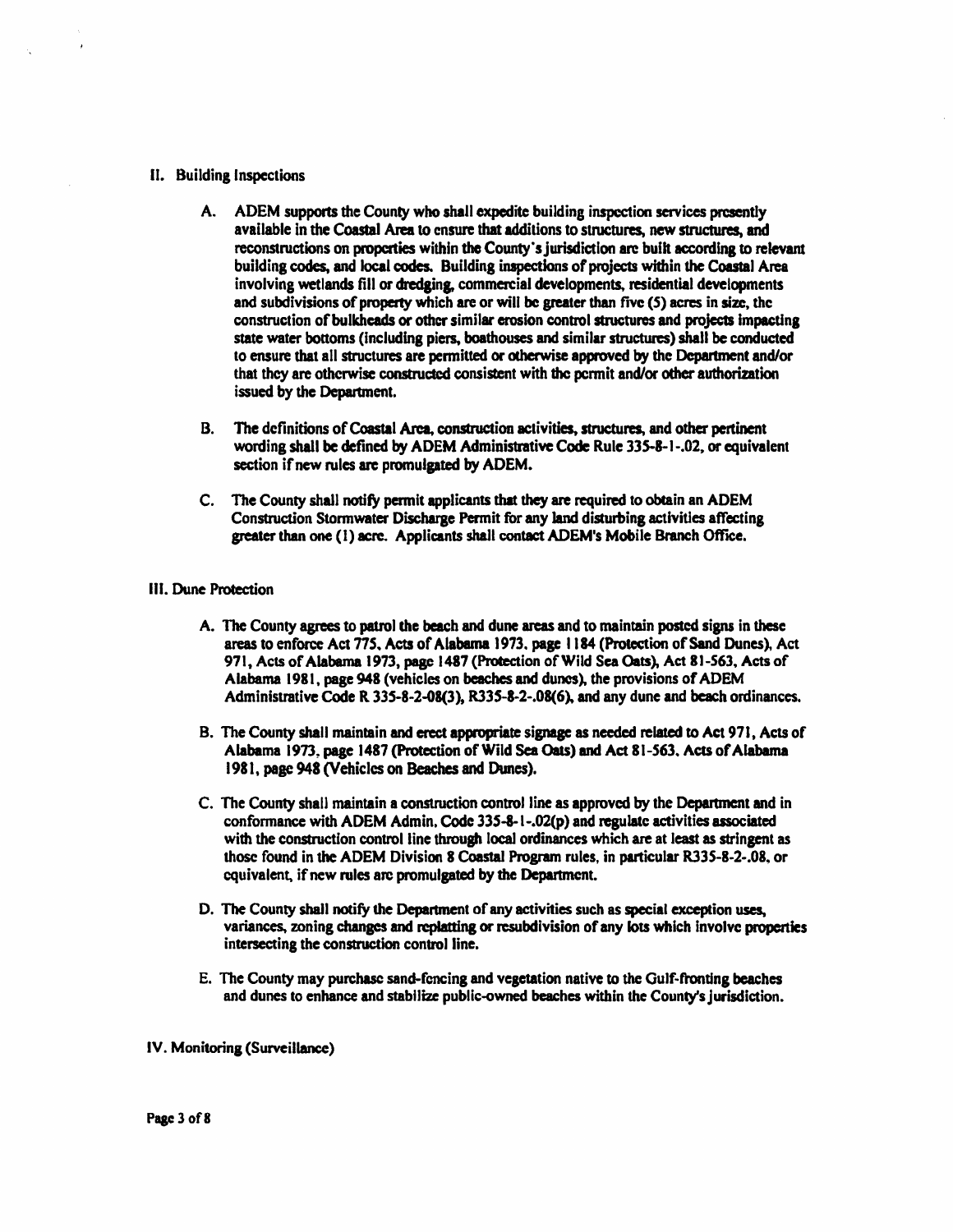## II. Building Inspections

A. ADEM supports the County who shall expedite building inspection services presently available in the Coastal Area to ensure that additions to structures, new structures, and reconstructions on properties within the County's jurisdiction are built according to relevant building codes, and local codes. Building inspections of projects within the Coastal Area involving wetlands fill or dredging, commercial developments, residential developments and subdivisions of property which are or will be greater than five (5) acres in size, the construction of bulkheads or other similar erosion control structures and projects impacting state water bottoms (including piers, boathouses and similar structures) shall be conducted to ensure that all structures are permitted or otherwise approved by the Department and/or that they are otherwise constructed consistent with the permit and/or other authorization issued by the Department.

B. The definitions of Coastal Area, construction activities, structures, and other pertinent wording shall be defined by ADEM Administrative Code Rule 335-8-1-.02, or equivalent section if new rules are promulgated by ADEM.

C. The County shall notify permit applicants that they are required to obtain an ADEM Construction Stormwater Discharge Permit for any land disturbing activities affecting greater than one (1) acre. Applicants shall contact ADEM's Mobile Branch Office.

## III. Dune Protection

A. The County agrees to patrol the beach and dune areas and to maintain posted signs in these areas to enforce Act 775, Acts of Alabama 1973, page 1184 (Protection of Sand Dunes), Act 971, Acts of Alabama 1973, page 1487 (Protection of Wild Sea Oats), Act 81-563, Acts of Alabama 1981, page 948 (vehicles on beaches and dunes), the provisions of ADEM Administrative Code R 335-8-2-08(3), R335-8-2-.08(6), and any dune and beach ordinances.

B. The County shall maintain and erect appropriate signage as needed related to Act 971, Acts of Alabama 1973, page 1487 (Protection of Wild Sea Oats) and Act 81-563, Acts of Alabama 1981, page 948 (Vehicles on Beaches and Dunes).

C. The County shall maintain a construction control line as approved by the Department and in conformance with ADEM Admin. Code 335-8-1-.02(p) and regulate activities associated with the construction control line through local ordinances which are at least as stringent as those found in the ADEM Division 8 Coastal Program rules, in particular R335-8-2-.08, or equivalent, if new rules are promulgated by the Department.

D. The County shall notify the Department of any activities such as special exception uses, variances, zoning changes and replatting or resubdivision of any lots which involve properties intersecting the construction control line.

E. The County may purchase sand-fencing and vegetation native to the Gulf-fronting beaches and dunes to enhance and stabilize public-owned beaches within the County's jurisdiction.

## IV. Monitoring (Surveillance)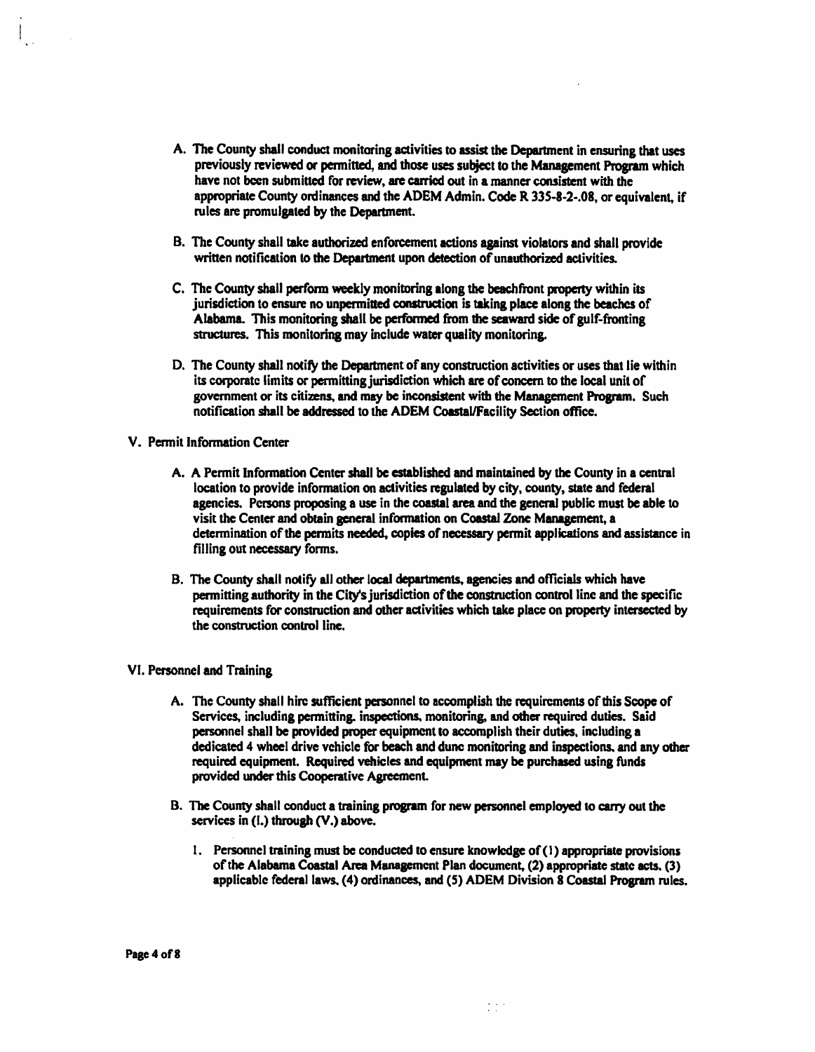A. The County shall conduct monitoring activities to assist the Department in ensuring that uses previously reviewed or permitted, and those uses subject to the Management Program which have not been submitted for review, are carried out in a manner consistent with the appropriate County ordinances and the ADEM Admin. Code R 335-8-2-.08, or equivalent, if rules are promulgated by the Department.

B. The County shall take authorized enforcement actions against violators and shall provide written notification to the Department upon detection of unauthorized activities.

C. The County shall perform weekly monitoring along the beachfront property within its jurisdiction to ensure no unpermitted construction is taking place along the beaches of Alabama. This monitoring shall be performed from the seaward side of gulf-fronting structures. This monitoring may include water quality monitoring.

D. The County shall notify the Department of any construction activities or uses that lie within its corporate limits or permitting jurisdiction which are of concern to the local unit of government or its citizens, and may be inconsistent with the Management Program. Such notification shall be addressed to the ADEM Coastal/Facility Section office.

V. Permit Information Center

A. A Permit Information Center shall be established and maintained by the County in a central location to provide information on activities regulated by city, county, state and federal agencies. Persons proposing a use in the coastal area and the general public must be able to visit the Center and obtain general information on Coastal Zone Management, a determination of the permits needed, copies of necessary permit applications and assistance in filling out necessary forms.

B. The County shall notify all other local departments, agencies and officials which have permitting authority in the City's jurisdiction of the construction control line and the specific requirements for construction and other activities which take place on property intersected by the construction control line.

VI. Personnel and Training

A. The County shall hire sufficient personnel to accomplish the requirements of this Scope of Services, including permitting, inspections, monitoring, and other required duties. Said personnel shall be provided proper equipment to accomplish their duties, including a dedicated 4 wheel drive vehicle for beach and dune monitoring and inspections, and any other required equipment. Required vehicles and equipment may be purchased using funds provided under this Cooperative Agreement.

B. The County shall conduct a training program for new personnel employed to carry out the services in (I.) through (V.) above.

1. Personnel training must be conducted to ensure knowledge of (1) appropriate provisions of the Alabama Coastal Area Management Plan document, (2) appropriate state acts, (3) applicable federal laws, (4) ordinances, and (5) ADEM Division 8 Coastal Program rules.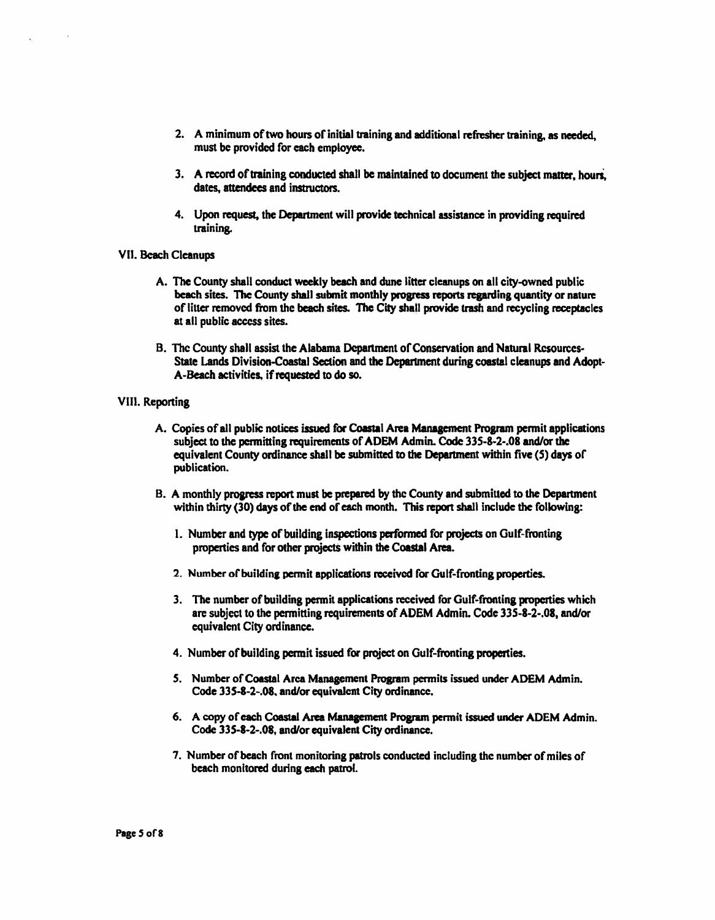2. A minimum of two hours of initial training and additional refresher training, as needed, must be provided for each employee.

3. A record of training conducted shall be maintained to document the subject matter, hours, dates, attendees and instructors.

4. Upon request, the Department will provide technical assistance in providing required training.

## VII. Beach Cleanups

A. The County shall conduct weekly beach and dune litter cleanups on all city-owned public beach sites. The County shall submit monthly progress reports regarding quantity or nature of litter removed from the beach sites. The City shall provide trash and recycling receptacles at all public access sites.

B. The County shall assist the Alabama Department of Conservation and Natural Resources-State Lands Division-Coastal Section and the Department during coastal cleanups and Adopt-A-Beach activities, if requested to do so.

## VIII. Reporting

A. Copies of all public notices issued for Coastal Area Management Program permit applications subject to the permitting requirements of ADEM Admin. Code 335-8-2-.08 and/or the equivalent County ordinance shall be submitted to the Department within five (5) days of publication.

B. A monthly progress report must be prepared by the County and submitted to the Department within thirty (30) days of the end of each month. This report shall include the following:

1. Number and type of building inspections performed for projects on Gulf-fronting properties and for other projects within the Coastal Area.

2. Number of building permit applications received for Gulf-fronting properties.

3. The number of building permit applications received for Gulf-fronting properties which are subject to the permitting requirements of ADEM Admin. Code 335-8-2-.08, and/or equivalent City ordinance.

4. Number of building permit issued for project on Gulf-fronting properties.

5. Number of Coastal Area Management Program permits issued under ADEM Admin. Code 335-8-2-.08, and/or equivalent City ordinance.

6. A copy of each Coastal Area Management Program permit issued under ADEM Admin. Code 335-8-2-.08, and/or equivalent City ordinance.

7. Number of beach front monitoring patrols conducted including the number of miles of beach monitored during each patrol.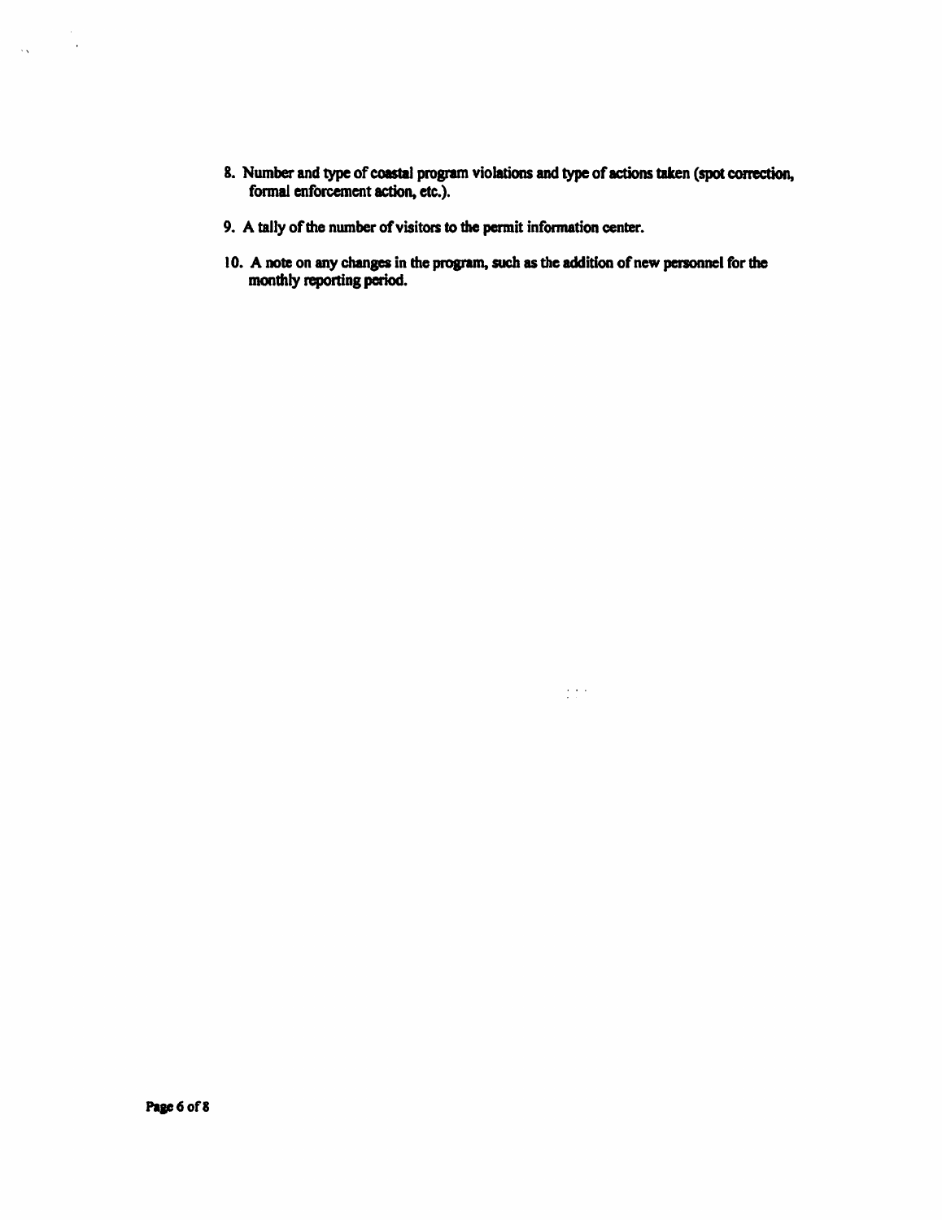8. Number and type of coastal program violations and type of actions taken (spot correction, formal enforcement action, etc.).

9. A tally of the number of visitors to the permit information center.

10. A note on any changes in the program, such as the addition of new personnel for the monthly reporting period.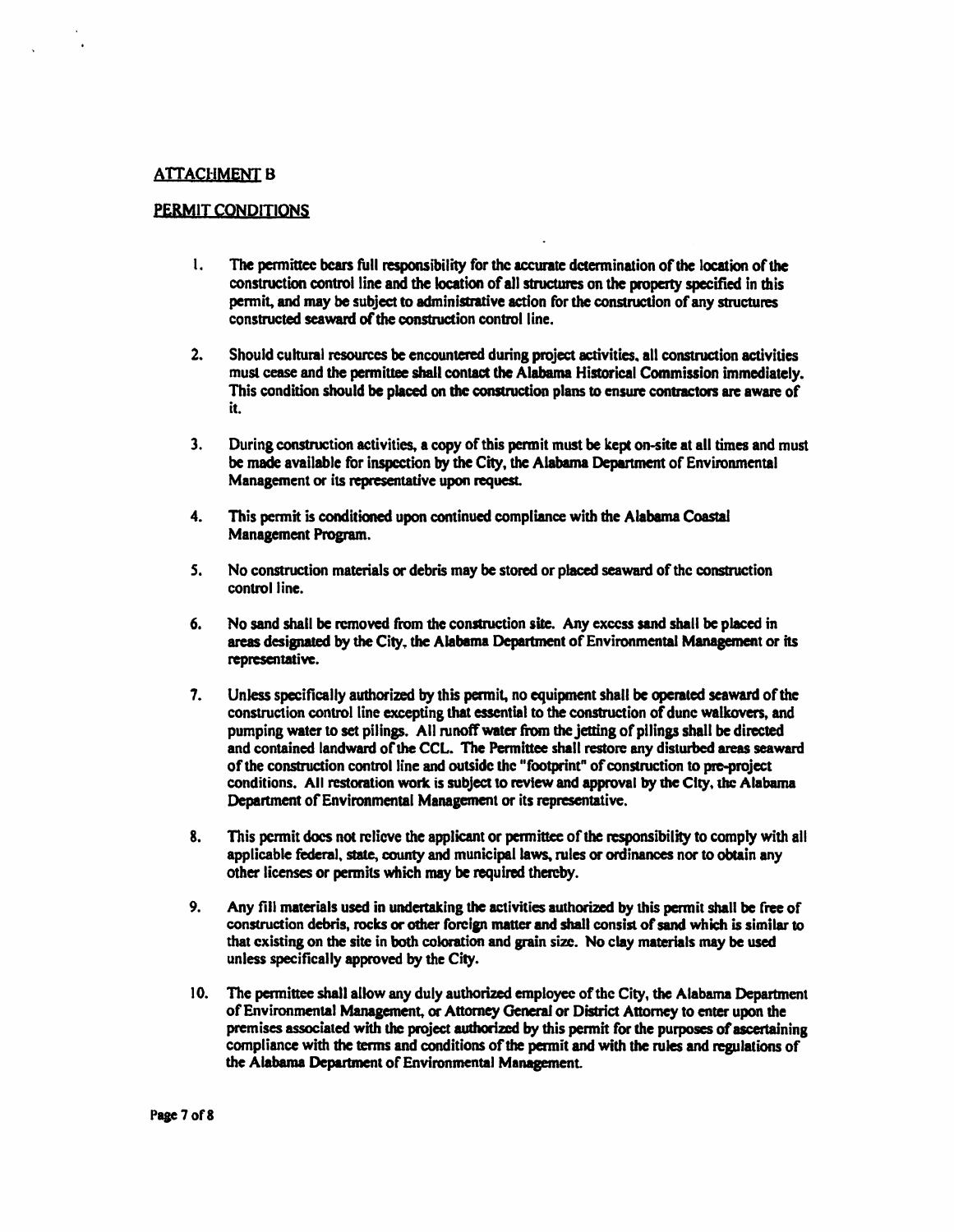ATTACHMENT B

PERMIT CONDITIONS

1. The permittee bears full responsibility for the accurate determination of the location of the construction control line and the location of all structures on the property specified in this permit, and may be subject to administrative action for the construction of any structures constructed seaward of the construction control line.

2. Should cultural resources be encountered during project activities, all construction activities must cease and the permittee shall contact the Alabama Historical Commission immediately. This condition should be placed on the construction plans to ensure contractors are aware of it.

3. During construction activities, a copy of this permit must be kept on-site at all times and must be made available for inspection by the City, the Alabama Department of Environmental Management or its representative upon request.

4. This permit is conditioned upon continued compliance with the Alabama Coastal Management Program.

5. No construction materials or debris may be stored or placed seaward of the construction control line.

6. No sand shall be removed from the construction site. Any excess sand shall be placed in areas designated by the City, the Alabama Department of Environmental Management or its representative.

7. Unless specifically authorized by this permit, no equipment shall be operated seaward of the construction control line excepting that essential to the construction of dune walkovers, and pumping water to set pilings. All runoff water from the jetting of pilings shall be directed and contained landward of the CCL. The Permittee shall restore any disturbed areas seaward of the construction control line and outside the "footprint" of construction to pre-project conditions. All restoration work is subject to review and approval by the City, the Alabama Department of Environmental Management or its representative.

8. This permit does not relieve the applicant or permittee of the responsibility to comply with all applicable federal, state, county and municipal laws, rules or ordinances nor to obtain any other licenses or permits which may be required thereby.

9. Any fill materials used in undertaking the activities authorized by this permit shall be free of construction debris, rocks or other foreign matter and shall consist of sand which is similar to that existing on the site in both coloration and grain size. No clay materials may be used unless specifically approved by the City.

10. The permittee shall allow any duly authorized employee of the City, the Alabama Department of Environmental Management, or Attorney General or District Attorney to enter upon the premises associated with the project authorized by this permit for the purposes of ascertaining compliance with the terms and conditions of the permit and with the rules and regulations of the Alabama Department of Environmental Management.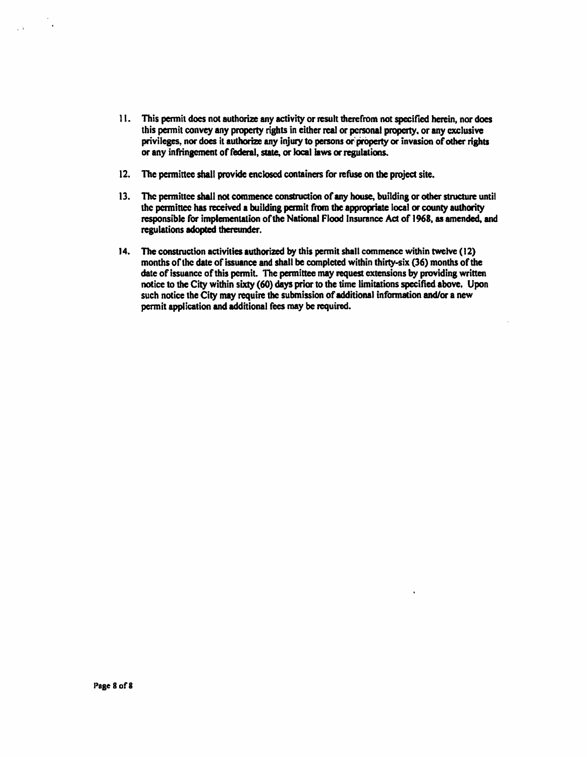11. This permit does not authorize any activity or result therefrom not specified herein, nor does this permit convey any property rights in either real or personal property, or any exclusive privileges, nor does it authorize any injury to persons or property or invasion of other rights or any infringement of federal, state, or local laws or regulations.

12. The permittee shall provide enclosed containers for refuse on the project site.

13. The permittee shall not commence construction of any house, building or other structure until the permittee has received a building permit from the appropriate local or county authority responsible for implementation of the National Flood Insurance Act of 1968, as amended, and regulations adopted thereunder.

14. The construction activities authorized by this permit shall commence within twelve (12) months of the date of issuance and shall be completed within thirty-six (36) months of the date of issuance of this permit. The permittee may request extensions by providing written notice to the City within sixty (60) days prior to the time limitations specified above. Upon such notice the City may require the submission of additional information and/or a new permit application and additional fees may be required.